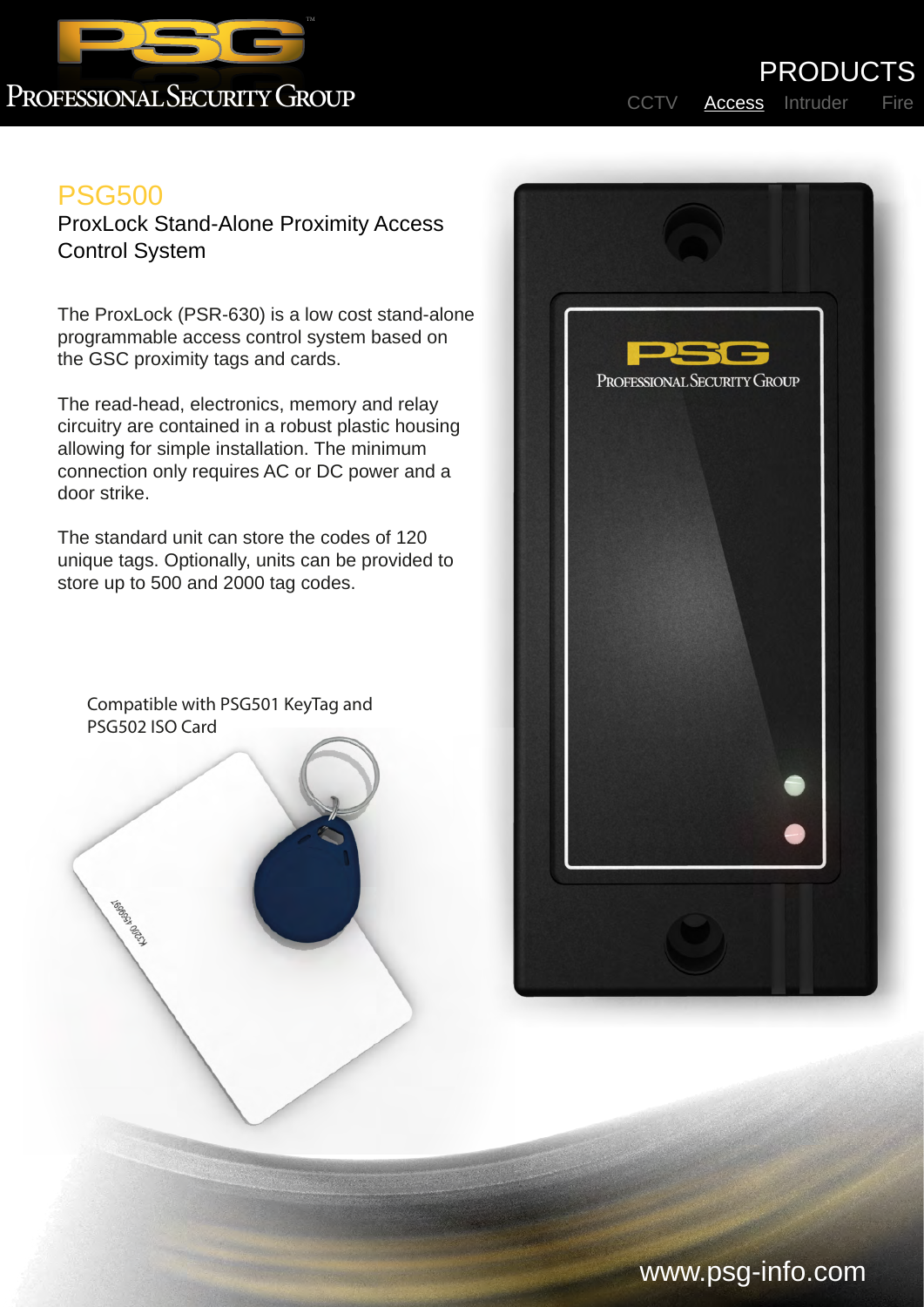PROFESSIONAL SECURITY GROUP

PRODUCTS

CCTV Access Intruder Fire

# PSG500

## ProxLock Stand-Alone Proximity Access Control System

The ProxLock (PSR-630) is a low cost stand-alone programmable access control system based on the GSC proximity tags and cards.

The read-head, electronics, memory and relay circuitry are contained in a robust plastic housing allowing for simple installation. The minimum connection only requires AC or DC power and a door strike.

The standard unit can store the codes of 120 unique tags. Optionally, units can be provided to store up to 500 and 2000 tag codes.

Compatible with PSG501 KeyTag and PSG502 ISO Card

www.psg-info.com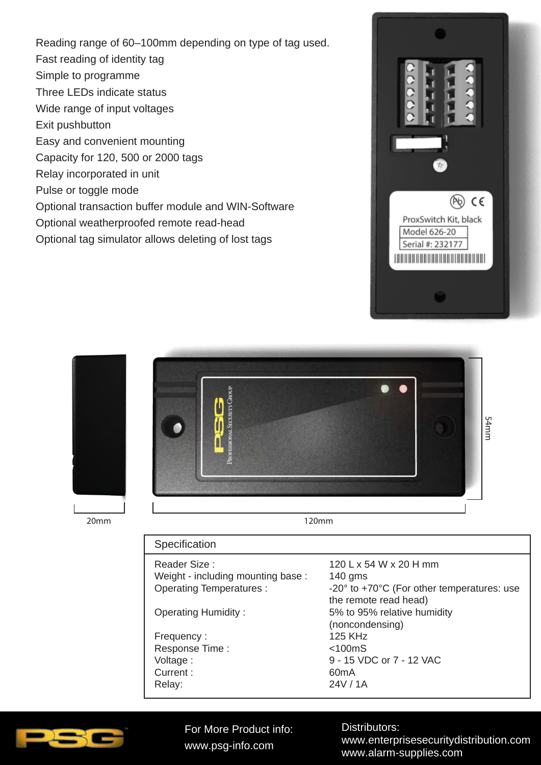- Reading range of 60–100mm depending on type of tag used.
- Fast reading of identity tag
- Simple to programme
- Three LEDs indicate status
- Wide range of input voltages
- Exit pushbutton
- Easy and convenient mounting
- Capacity for 120, 500 or 2000 tags
- Relay incorporated in unit
- Pulse or toggle mode
- Optional transaction buffer module and WIN-Software
- Optional weatherproofed remote read-head
- Optional tag simulator allows deleting of lost tags

ProxSwitch Kit, black
Model 626-20
Serial #: 232177

20mm

120mm

54mm

## Specification

| | |
|---|---|
| Reader Size : | 120 L x 54 W x 20 H mm |
| Weight - including mounting base : | 140 gms |
| Operating Temperatures : | -20° to +70°C (For other temperatures: use the remote read head) |
| Operating Humidity : | 5% to 95% relative humidity (noncondensing) |
| Frequency : | 125 KHz |
| Response Time : | <100mS |
| Voltage : | 9 - 15 VDC or 7 - 12 VAC |
| Current : | 60mA |
| Relay: | 24V / 1A |

For More Product info:
www.psg-info.com

Distributors:
www.enterprisesecuritydistribution.com
www.alarm-supplies.com